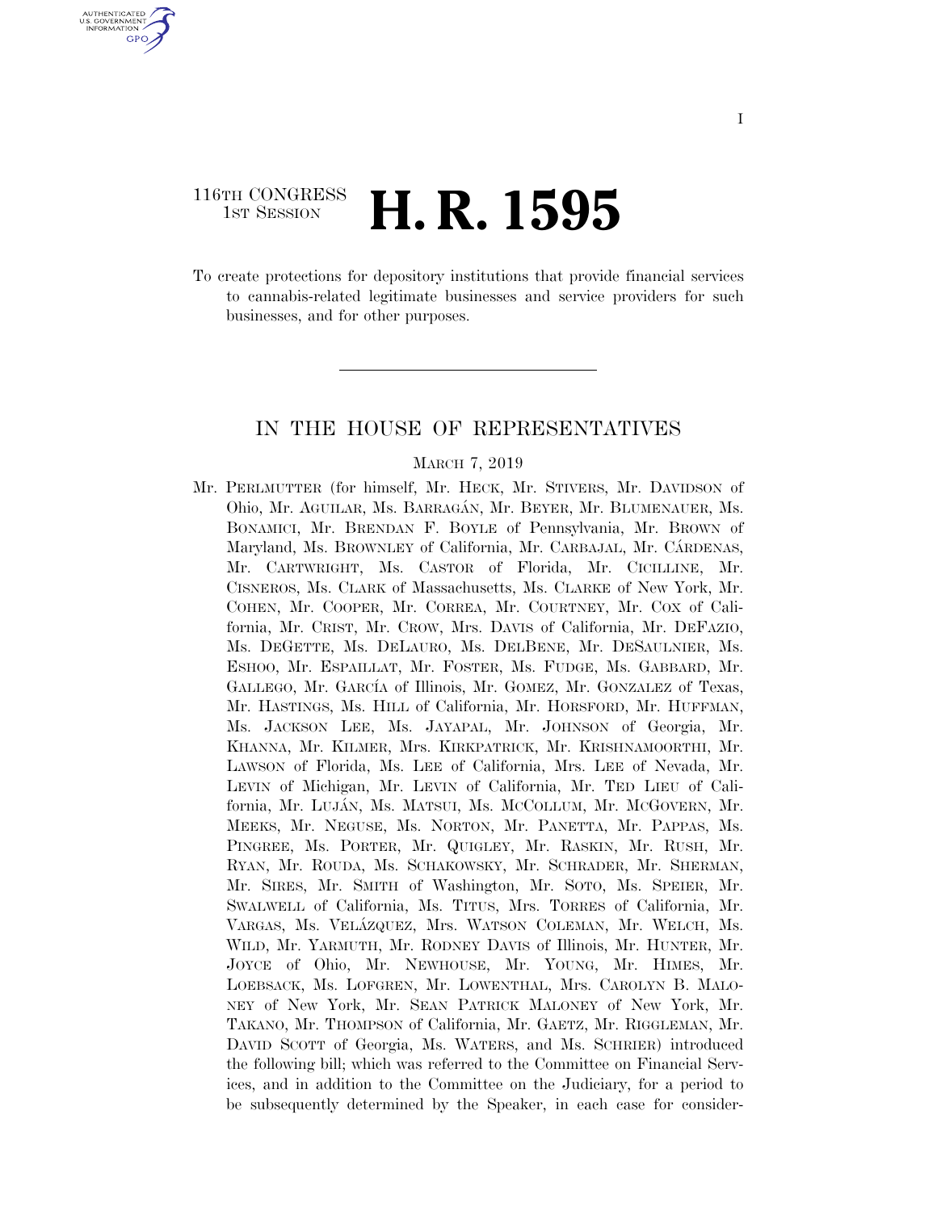116TH CONGRESS
1ST SESSION

# H. R. 1595

To create protections for depository institutions that provide financial services to cannabis-related legitimate businesses and service providers for such businesses, and for other purposes.

---

## IN THE HOUSE OF REPRESENTATIVES

MARCH 7, 2019

Mr. PERLMUTTER (for himself, Mr. HECK, Mr. STIVERS, Mr. DAVIDSON of Ohio, Mr. AGUILAR, Ms. BARRAGÁN, Mr. BEYER, Mr. BLUMENAUER, Ms. BONAMICI, Mr. BRENDAN F. BOYLE of Pennsylvania, Mr. BROWN of Maryland, Ms. BROWNLEY of California, Mr. CARBAJAL, Mr. CÁRDENAS, Mr. CARTWRIGHT, Ms. CASTOR of Florida, Mr. CICILLINE, Mr. CISNEROS, Ms. CLARK of Massachusetts, Ms. CLARKE of New York, Mr. COHEN, Mr. COOPER, Mr. CORREA, Mr. COURTNEY, Mr. COX of California, Mr. CRIST, Mr. CROW, Mrs. DAVIS of California, Mr. DEFAZIO, Ms. DEGETTE, Ms. DELAURO, Ms. DELBENE, Mr. DESAULNIER, Ms. ESHOO, Mr. ESPAILLAT, Mr. FOSTER, Ms. FUDGE, Ms. GABBARD, Mr. GALLEGO, Mr. GARCÍA of Illinois, Mr. GOMEZ, Mr. GONZALEZ of Texas, Mr. HASTINGS, Ms. HILL of California, Mr. HORSFORD, Mr. HUFFMAN, Ms. JACKSON LEE, Ms. JAYAPAL, Mr. JOHNSON of Georgia, Mr. KHANNA, Mr. KILMER, Mrs. KIRKPATRICK, Mr. KRISHNAMOORTHI, Mr. LAWSON of Florida, Ms. LEE of California, Mrs. LEE of Nevada, Mr. LEVIN of Michigan, Mr. LEVIN of California, Mr. TED LIEU of California, Mr. LUJÁN, Ms. MATSUI, Ms. MCCOLLUM, Mr. MCGOVERN, Mr. MEEKS, Mr. NEGUSE, Ms. NORTON, Mr. PANETTA, Mr. PAPPAS, Ms. PINGREE, Ms. PORTER, Mr. QUIGLEY, Mr. RASKIN, Mr. RUSH, Mr. RYAN, Mr. ROUDA, Ms. SCHAKOWSKY, Mr. SCHRADER, Mr. SHERMAN, Mr. SIRES, Mr. SMITH of Washington, Mr. SOTO, Ms. SPEIER, Mr. SWALWELL of California, Ms. TITUS, Mrs. TORRES of California, Mr. VARGAS, Ms. VELÁZQUEZ, Mrs. WATSON COLEMAN, Mr. WELCH, Ms. WILD, Mr. YARMUTH, Mr. RODNEY DAVIS of Illinois, Mr. HUNTER, Mr. JOYCE of Ohio, Mr. NEWHOUSE, Mr. YOUNG, Mr. HIMES, Mr. LOEBSACK, Ms. LOFGREN, Mr. LOWENTHAL, Mrs. CAROLYN B. MALONEY of New York, Mr. SEAN PATRICK MALONEY of New York, Mr. TAKANO, Mr. THOMPSON of California, Mr. GAETZ, Mr. RIGGLEMAN, Mr. DAVID SCOTT of Georgia, Ms. WATERS, and Ms. SCHRIER) introduced the following bill; which was referred to the Committee on Financial Services, and in addition to the Committee on the Judiciary, for a period to be subsequently determined by the Speaker, in each case for consider-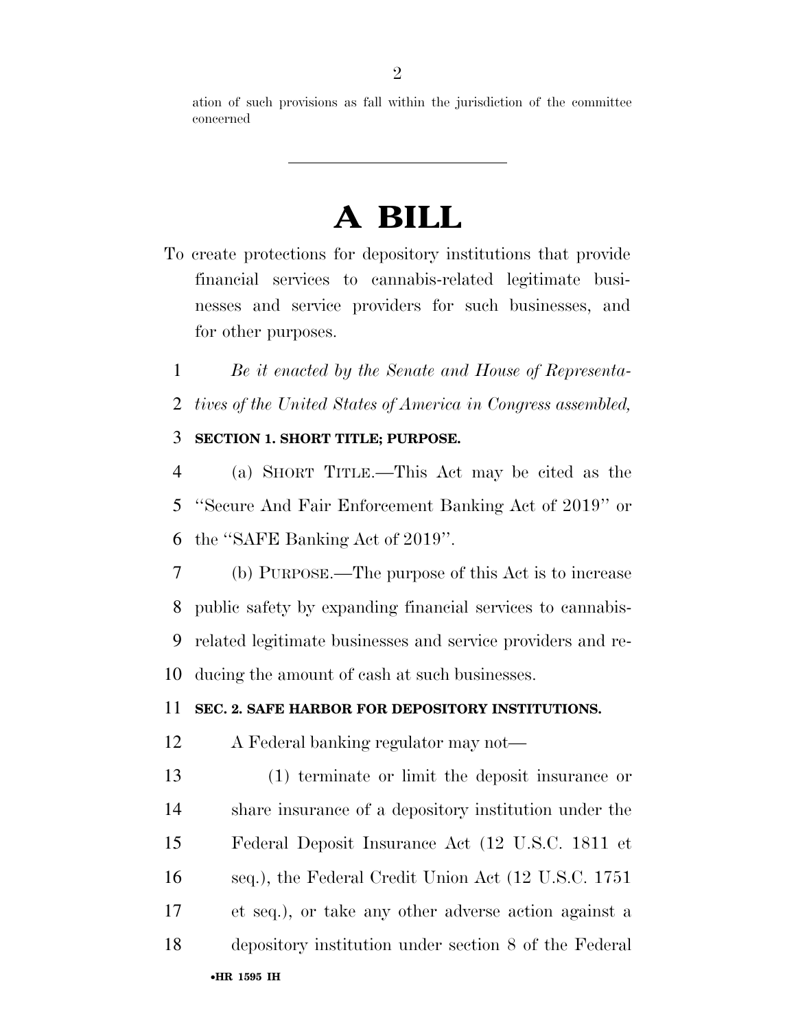ation of such provisions as fall within the jurisdiction of the committee concerned

---

# A BILL

To create protections for depository institutions that provide financial services to cannabis-related legitimate businesses and service providers for such businesses, and for other purposes.

*Be it enacted by the Senate and House of Representatives of the United States of America in Congress assembled,*

**SECTION 1. SHORT TITLE; PURPOSE.**

(a) SHORT TITLE.—This Act may be cited as the ''Secure And Fair Enforcement Banking Act of 2019'' or the ''SAFE Banking Act of 2019''.

(b) PURPOSE.—The purpose of this Act is to increase public safety by expanding financial services to cannabis-related legitimate businesses and service providers and reducing the amount of cash at such businesses.

**SEC. 2. SAFE HARBOR FOR DEPOSITORY INSTITUTIONS.**

A Federal banking regulator may not—

(1) terminate or limit the deposit insurance or share insurance of a depository institution under the Federal Deposit Insurance Act (12 U.S.C. 1811 et seq.), the Federal Credit Union Act (12 U.S.C. 1751 et seq.), or take any other adverse action against a depository institution under section 8 of the Federal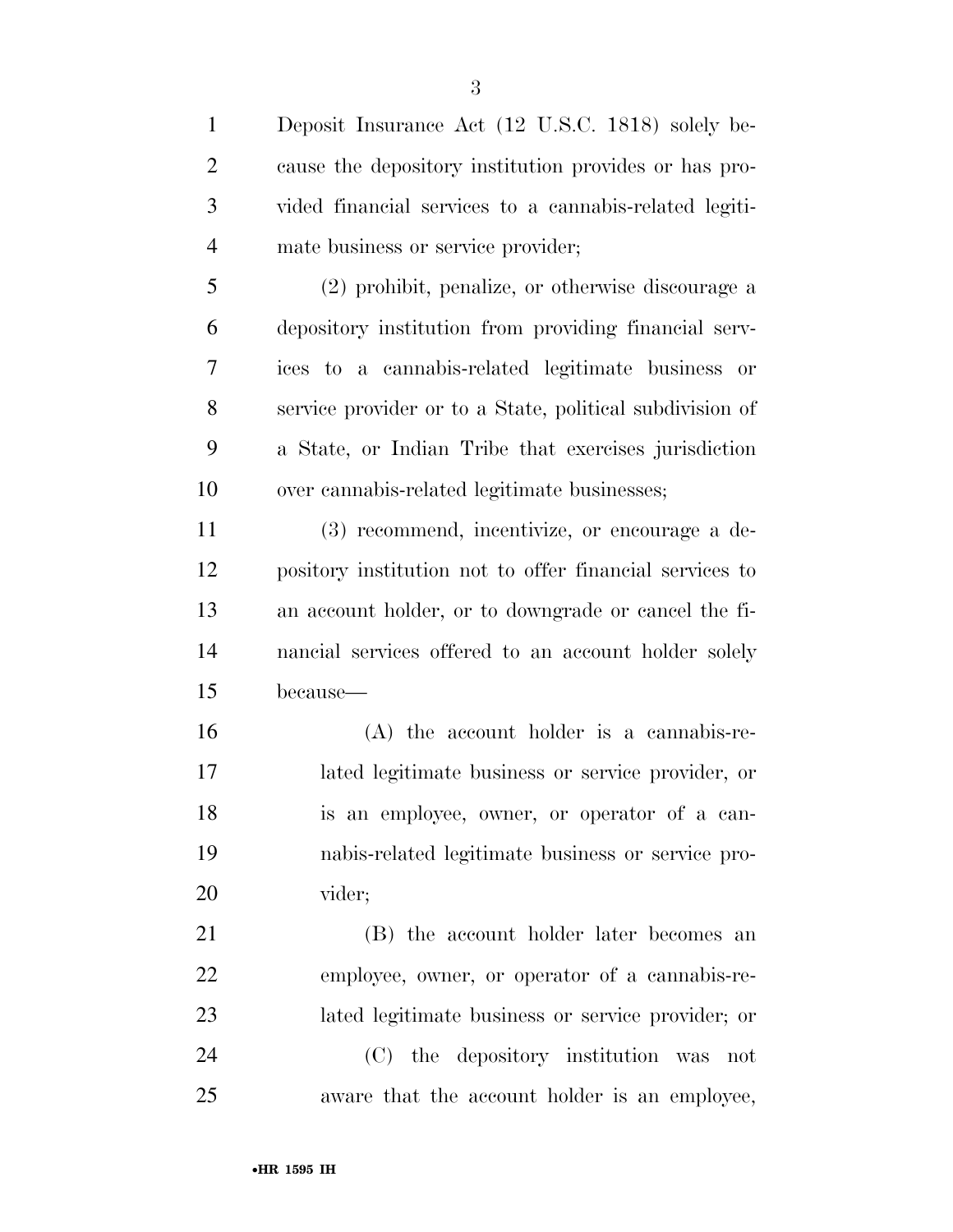Deposit Insurance Act (12 U.S.C. 1818) solely because the depository institution provides or has provided financial services to a cannabis-related legitimate business or service provider;

(2) prohibit, penalize, or otherwise discourage a depository institution from providing financial services to a cannabis-related legitimate business or service provider or to a State, political subdivision of a State, or Indian Tribe that exercises jurisdiction over cannabis-related legitimate businesses;

(3) recommend, incentivize, or encourage a depository institution not to offer financial services to an account holder, or to downgrade or cancel the financial services offered to an account holder solely because—

(A) the account holder is a cannabis-related legitimate business or service provider, or is an employee, owner, or operator of a cannabis-related legitimate business or service provider;

(B) the account holder later becomes an employee, owner, or operator of a cannabis-related legitimate business or service provider; or

(C) the depository institution was not aware that the account holder is an employee,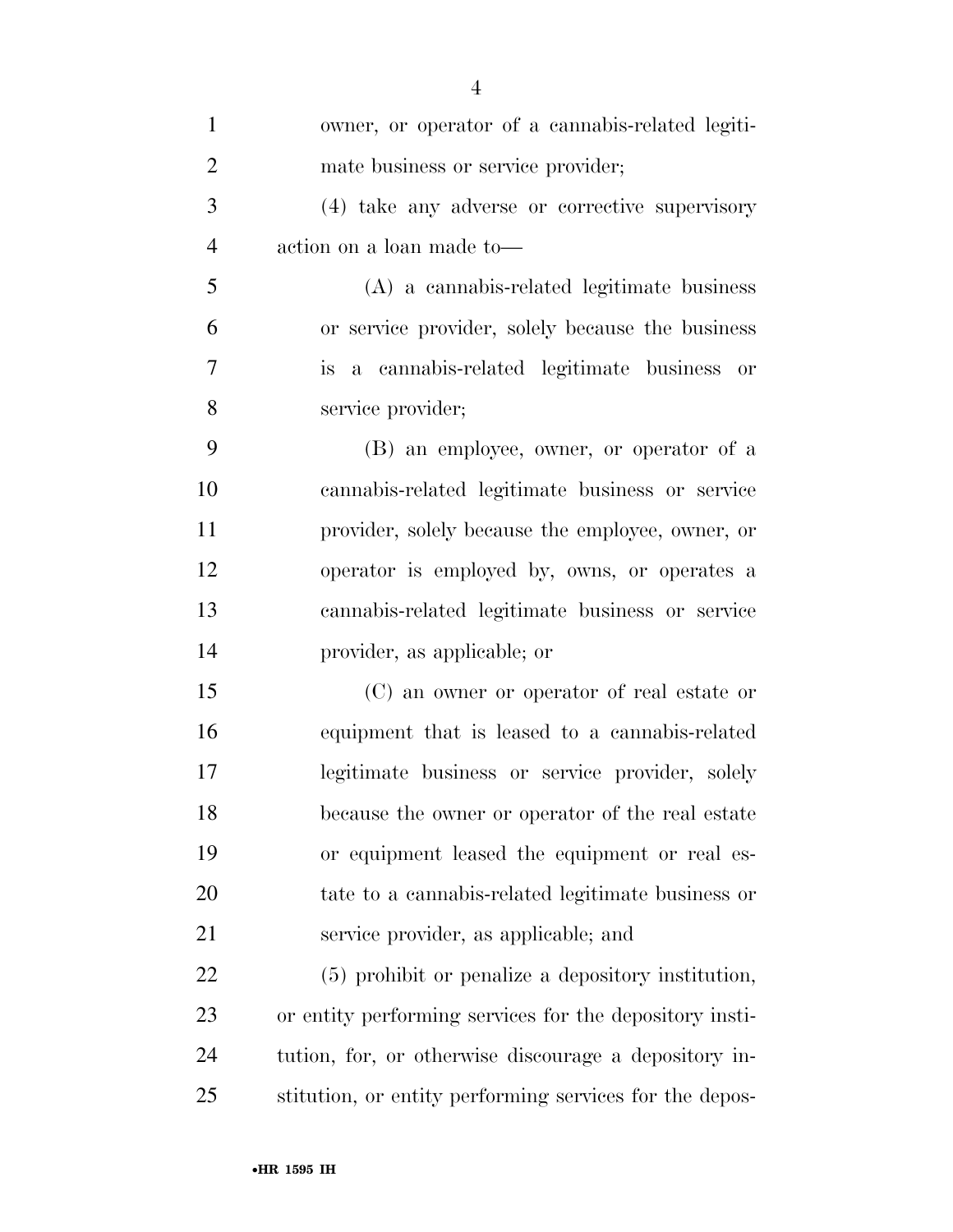owner, or operator of a cannabis-related legitimate business or service provider;

(4) take any adverse or corrective supervisory action on a loan made to—

(A) a cannabis-related legitimate business or service provider, solely because the business is a cannabis-related legitimate business or service provider;

(B) an employee, owner, or operator of a cannabis-related legitimate business or service provider, solely because the employee, owner, or operator is employed by, owns, or operates a cannabis-related legitimate business or service provider, as applicable; or

(C) an owner or operator of real estate or equipment that is leased to a cannabis-related legitimate business or service provider, solely because the owner or operator of the real estate or equipment leased the equipment or real estate to a cannabis-related legitimate business or service provider, as applicable; and

(5) prohibit or penalize a depository institution, or entity performing services for the depository institution, for, or otherwise discourage a depository institution, or entity performing services for the depos-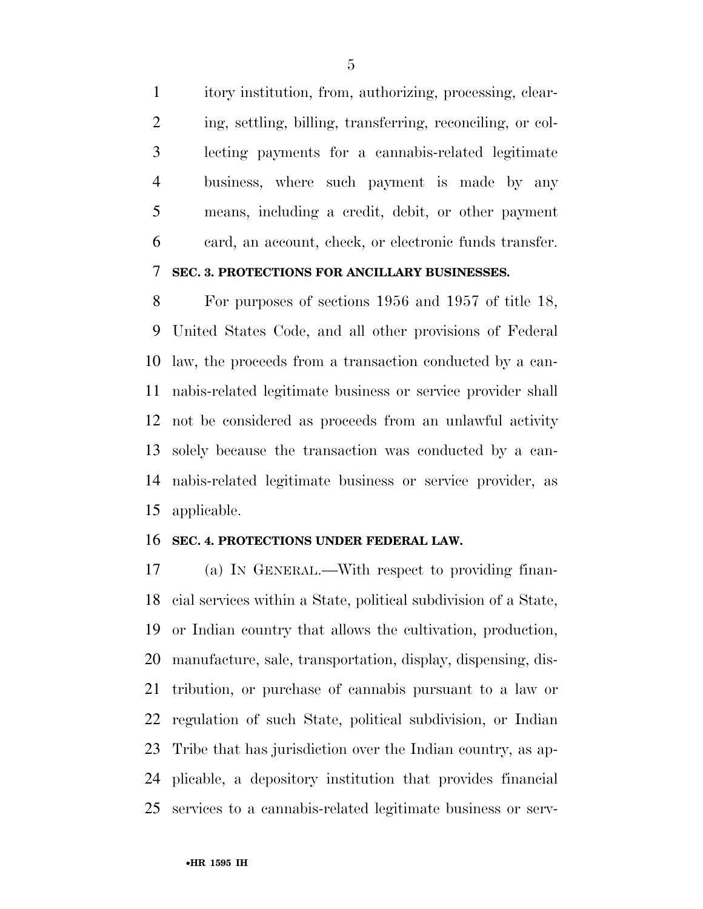itory institution, from, authorizing, processing, clearing, settling, billing, transferring, reconciling, or collecting payments for a cannabis-related legitimate business, where such payment is made by any means, including a credit, debit, or other payment card, an account, check, or electronic funds transfer.

**SEC. 3. PROTECTIONS FOR ANCILLARY BUSINESSES.**

For purposes of sections 1956 and 1957 of title 18, United States Code, and all other provisions of Federal law, the proceeds from a transaction conducted by a cannabis-related legitimate business or service provider shall not be considered as proceeds from an unlawful activity solely because the transaction was conducted by a cannabis-related legitimate business or service provider, as applicable.

**SEC. 4. PROTECTIONS UNDER FEDERAL LAW.**

(a) IN GENERAL.—With respect to providing financial services within a State, political subdivision of a State, or Indian country that allows the cultivation, production, manufacture, sale, transportation, display, dispensing, distribution, or purchase of cannabis pursuant to a law or regulation of such State, political subdivision, or Indian Tribe that has jurisdiction over the Indian country, as applicable, a depository institution that provides financial services to a cannabis-related legitimate business or serv-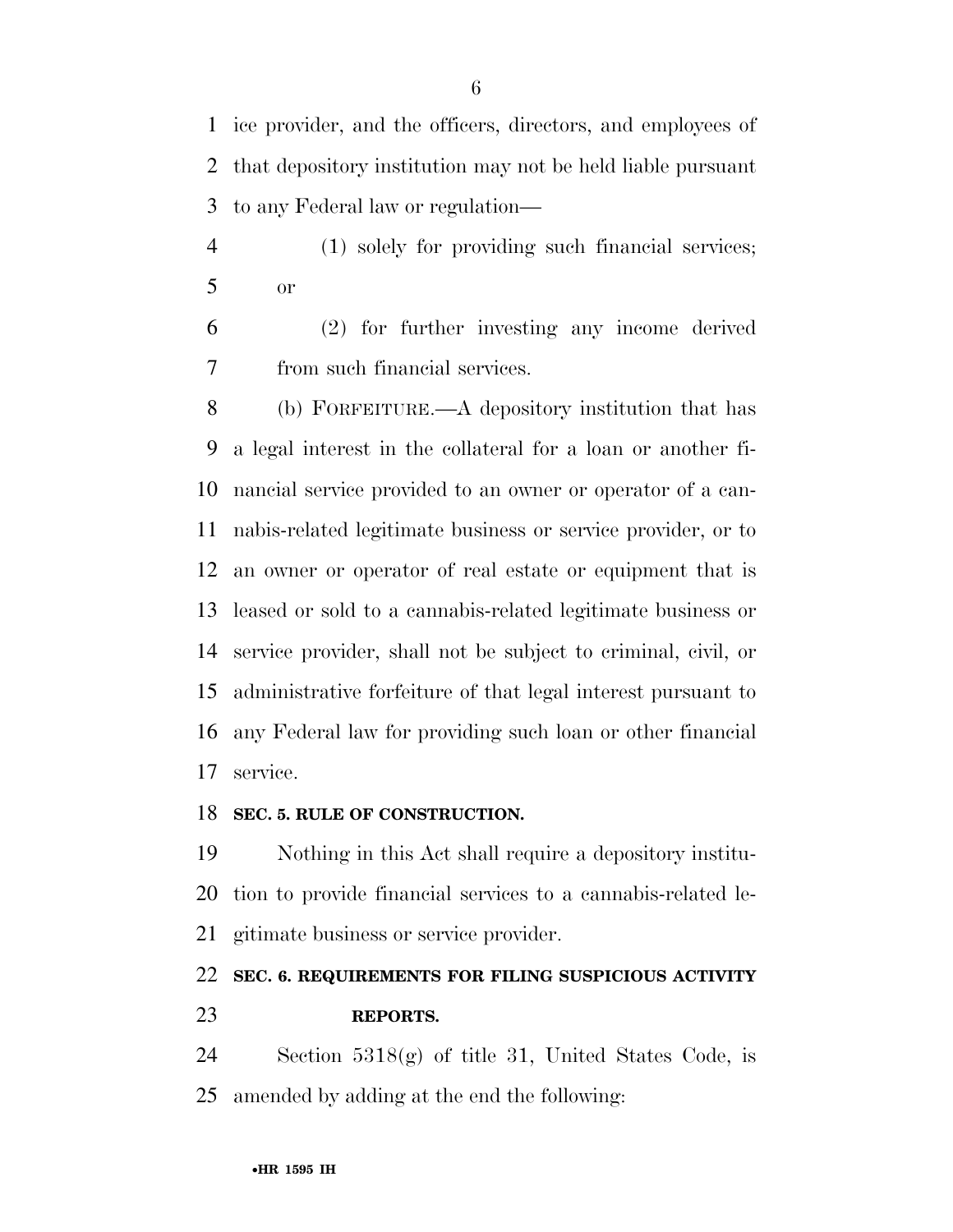ice provider, and the officers, directors, and employees of that depository institution may not be held liable pursuant to any Federal law or regulation—

(1) solely for providing such financial services; or

(2) for further investing any income derived from such financial services.

(b) FORFEITURE.—A depository institution that has a legal interest in the collateral for a loan or another financial service provided to an owner or operator of a cannabis-related legitimate business or service provider, or to an owner or operator of real estate or equipment that is leased or sold to a cannabis-related legitimate business or service provider, shall not be subject to criminal, civil, or administrative forfeiture of that legal interest pursuant to any Federal law for providing such loan or other financial service.

**SEC. 5. RULE OF CONSTRUCTION.**

Nothing in this Act shall require a depository institution to provide financial services to a cannabis-related legitimate business or service provider.

**SEC. 6. REQUIREMENTS FOR FILING SUSPICIOUS ACTIVITY REPORTS.**

Section 5318(g) of title 31, United States Code, is amended by adding at the end the following: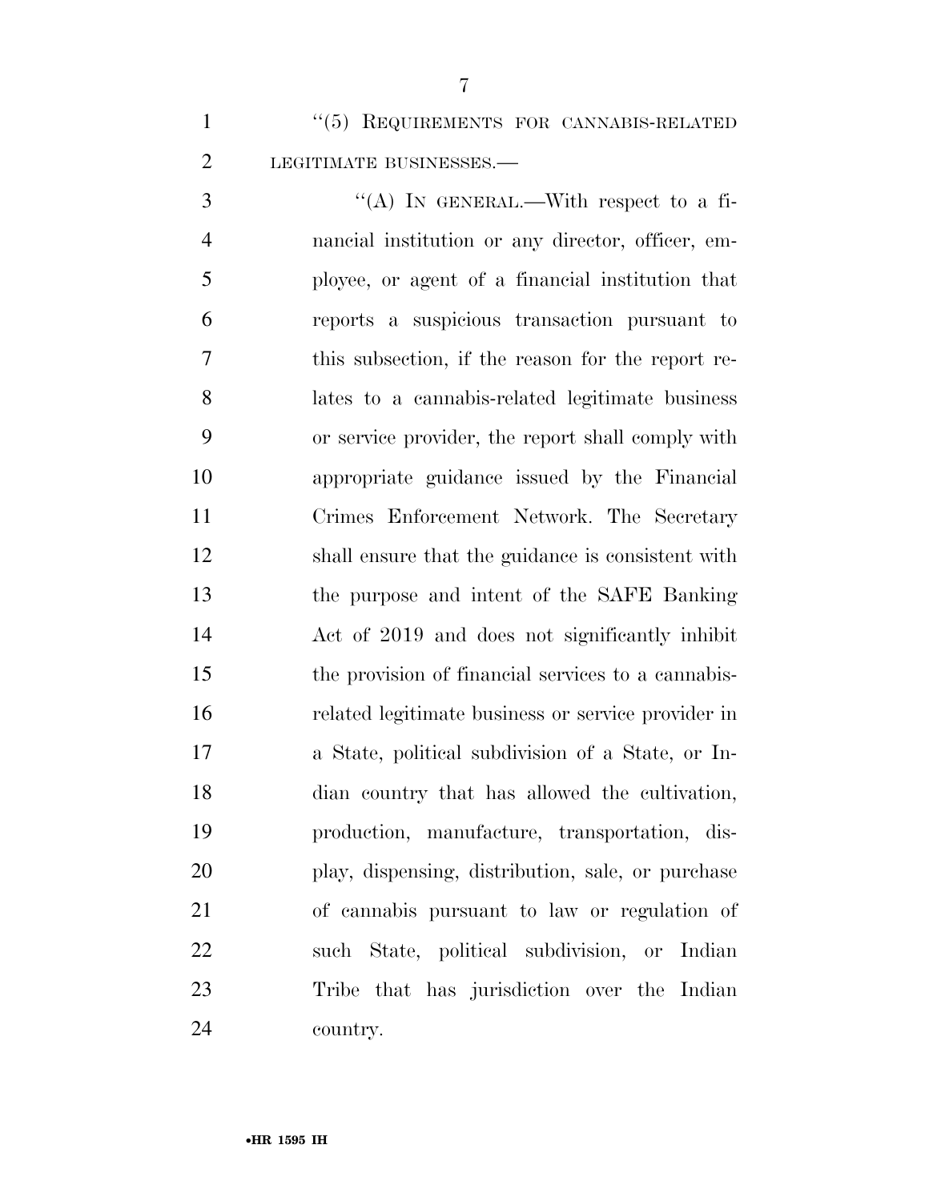"(5) REQUIREMENTS FOR CANNABIS-RELATED LEGITIMATE BUSINESSES.—

"(A) IN GENERAL.—With respect to a financial institution or any director, officer, employee, or agent of a financial institution that reports a suspicious transaction pursuant to this subsection, if the reason for the report relates to a cannabis-related legitimate business or service provider, the report shall comply with appropriate guidance issued by the Financial Crimes Enforcement Network. The Secretary shall ensure that the guidance is consistent with the purpose and intent of the SAFE Banking Act of 2019 and does not significantly inhibit the provision of financial services to a cannabis-related legitimate business or service provider in a State, political subdivision of a State, or Indian country that has allowed the cultivation, production, manufacture, transportation, display, dispensing, distribution, sale, or purchase of cannabis pursuant to law or regulation of such State, political subdivision, or Indian Tribe that has jurisdiction over the Indian country.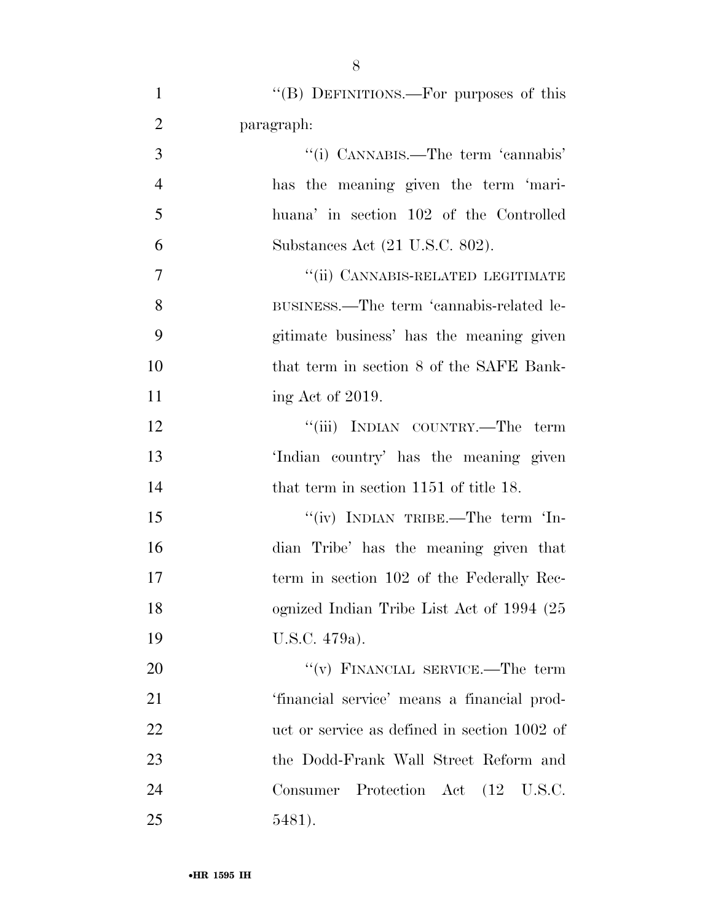''(B) DEFINITIONS.—For purposes of this paragraph:

''(i) CANNABIS.—The term 'cannabis' has the meaning given the term 'marihuana' in section 102 of the Controlled Substances Act (21 U.S.C. 802).

''(ii) CANNABIS-RELATED LEGITIMATE BUSINESS.—The term 'cannabis-related legitimate business' has the meaning given that term in section 8 of the SAFE Banking Act of 2019.

''(iii) INDIAN COUNTRY.—The term 'Indian country' has the meaning given that term in section 1151 of title 18.

''(iv) INDIAN TRIBE.—The term 'Indian Tribe' has the meaning given that term in section 102 of the Federally Recognized Indian Tribe List Act of 1994 (25 U.S.C. 479a).

''(v) FINANCIAL SERVICE.—The term 'financial service' means a financial product or service as defined in section 1002 of the Dodd-Frank Wall Street Reform and Consumer Protection Act (12 U.S.C. 5481).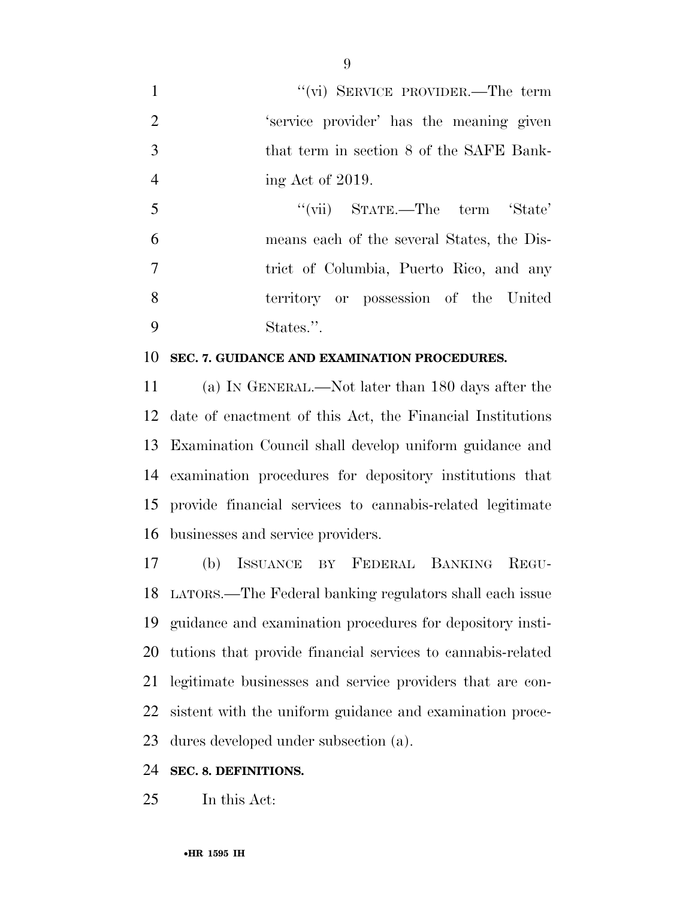"(vi) SERVICE PROVIDER.—The term 'service provider' has the meaning given that term in section 8 of the SAFE Banking Act of 2019.

"(vii) STATE.—The term 'State' means each of the several States, the District of Columbia, Puerto Rico, and any territory or possession of the United States.".

**SEC. 7. GUIDANCE AND EXAMINATION PROCEDURES.**

(a) IN GENERAL.—Not later than 180 days after the date of enactment of this Act, the Financial Institutions Examination Council shall develop uniform guidance and examination procedures for depository institutions that provide financial services to cannabis-related legitimate businesses and service providers.

(b) ISSUANCE BY FEDERAL BANKING REGULATORS.—The Federal banking regulators shall each issue guidance and examination procedures for depository institutions that provide financial services to cannabis-related legitimate businesses and service providers that are consistent with the uniform guidance and examination procedures developed under subsection (a).

**SEC. 8. DEFINITIONS.**

In this Act: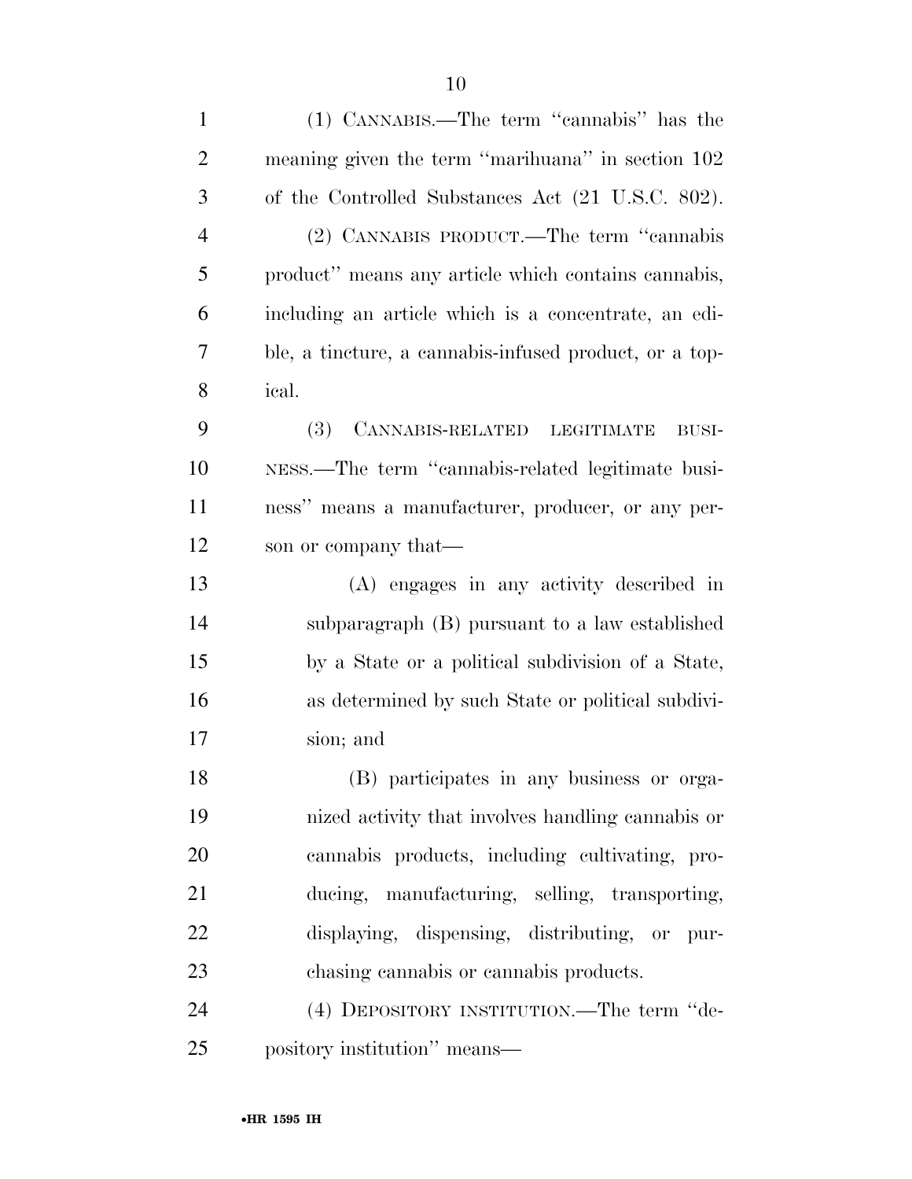(1) CANNABIS.—The term ''cannabis'' has the meaning given the term ''marihuana'' in section 102 of the Controlled Substances Act (21 U.S.C. 802).

(2) CANNABIS PRODUCT.—The term ''cannabis product'' means any article which contains cannabis, including an article which is a concentrate, an edible, a tincture, a cannabis-infused product, or a topical.

(3) CANNABIS-RELATED LEGITIMATE BUSINESS.—The term ''cannabis-related legitimate business'' means a manufacturer, producer, or any person or company that—

(A) engages in any activity described in subparagraph (B) pursuant to a law established by a State or a political subdivision of a State, as determined by such State or political subdivision; and

(B) participates in any business or organized activity that involves handling cannabis or cannabis products, including cultivating, producing, manufacturing, selling, transporting, displaying, dispensing, distributing, or purchasing cannabis or cannabis products.

(4) DEPOSITORY INSTITUTION.—The term ''depository institution'' means—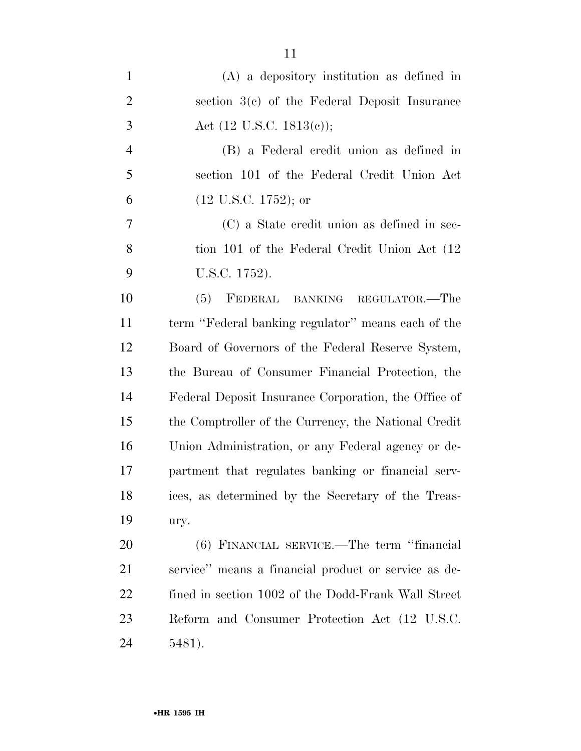(A) a depository institution as defined in section 3(c) of the Federal Deposit Insurance Act (12 U.S.C. 1813(c));

(B) a Federal credit union as defined in section 101 of the Federal Credit Union Act (12 U.S.C. 1752); or

(C) a State credit union as defined in section 101 of the Federal Credit Union Act (12 U.S.C. 1752).

(5) FEDERAL BANKING REGULATOR.—The term ''Federal banking regulator'' means each of the Board of Governors of the Federal Reserve System, the Bureau of Consumer Financial Protection, the Federal Deposit Insurance Corporation, the Office of the Comptroller of the Currency, the National Credit Union Administration, or any Federal agency or department that regulates banking or financial services, as determined by the Secretary of the Treasury.

(6) FINANCIAL SERVICE.—The term ''financial service'' means a financial product or service as defined in section 1002 of the Dodd-Frank Wall Street Reform and Consumer Protection Act (12 U.S.C. 5481).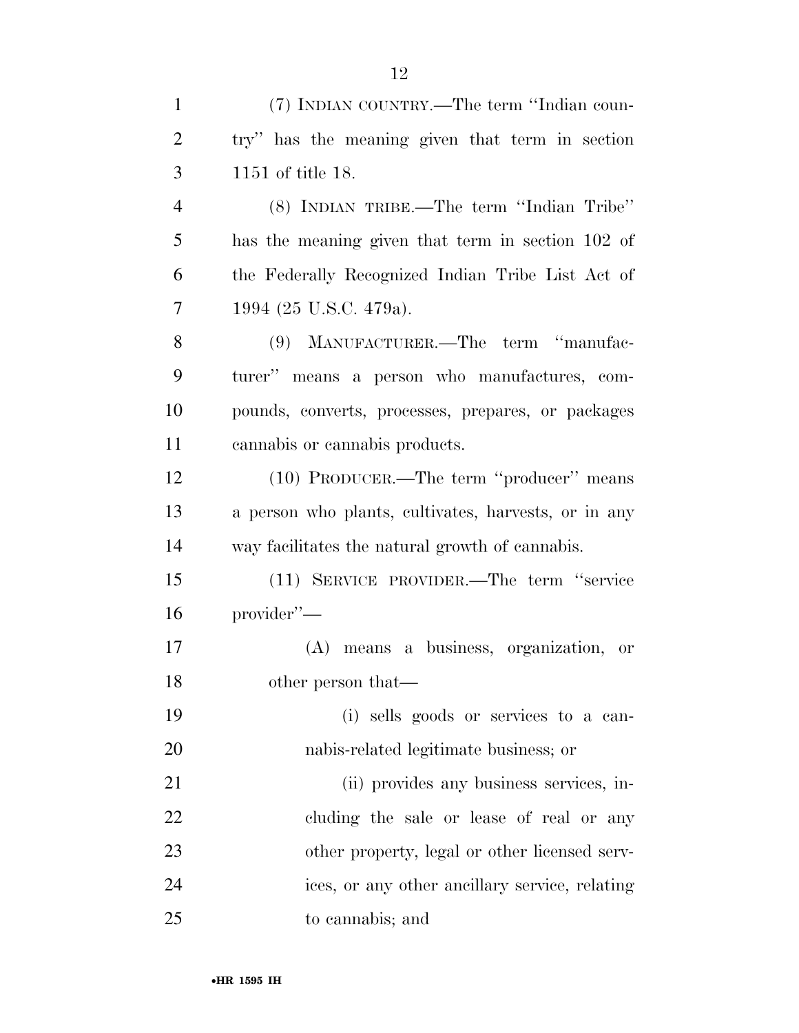(7) INDIAN COUNTRY.—The term ''Indian country'' has the meaning given that term in section 1151 of title 18.

(8) INDIAN TRIBE.—The term ''Indian Tribe'' has the meaning given that term in section 102 of the Federally Recognized Indian Tribe List Act of 1994 (25 U.S.C. 479a).

(9) MANUFACTURER.—The term ''manufacturer'' means a person who manufactures, compounds, converts, processes, prepares, or packages cannabis or cannabis products.

(10) PRODUCER.—The term ''producer'' means a person who plants, cultivates, harvests, or in any way facilitates the natural growth of cannabis.

(11) SERVICE PROVIDER.—The term ''service provider''—

(A) means a business, organization, or other person that—

(i) sells goods or services to a cannabis-related legitimate business; or

(ii) provides any business services, including the sale or lease of real or any other property, legal or other licensed services, or any other ancillary service, relating to cannabis; and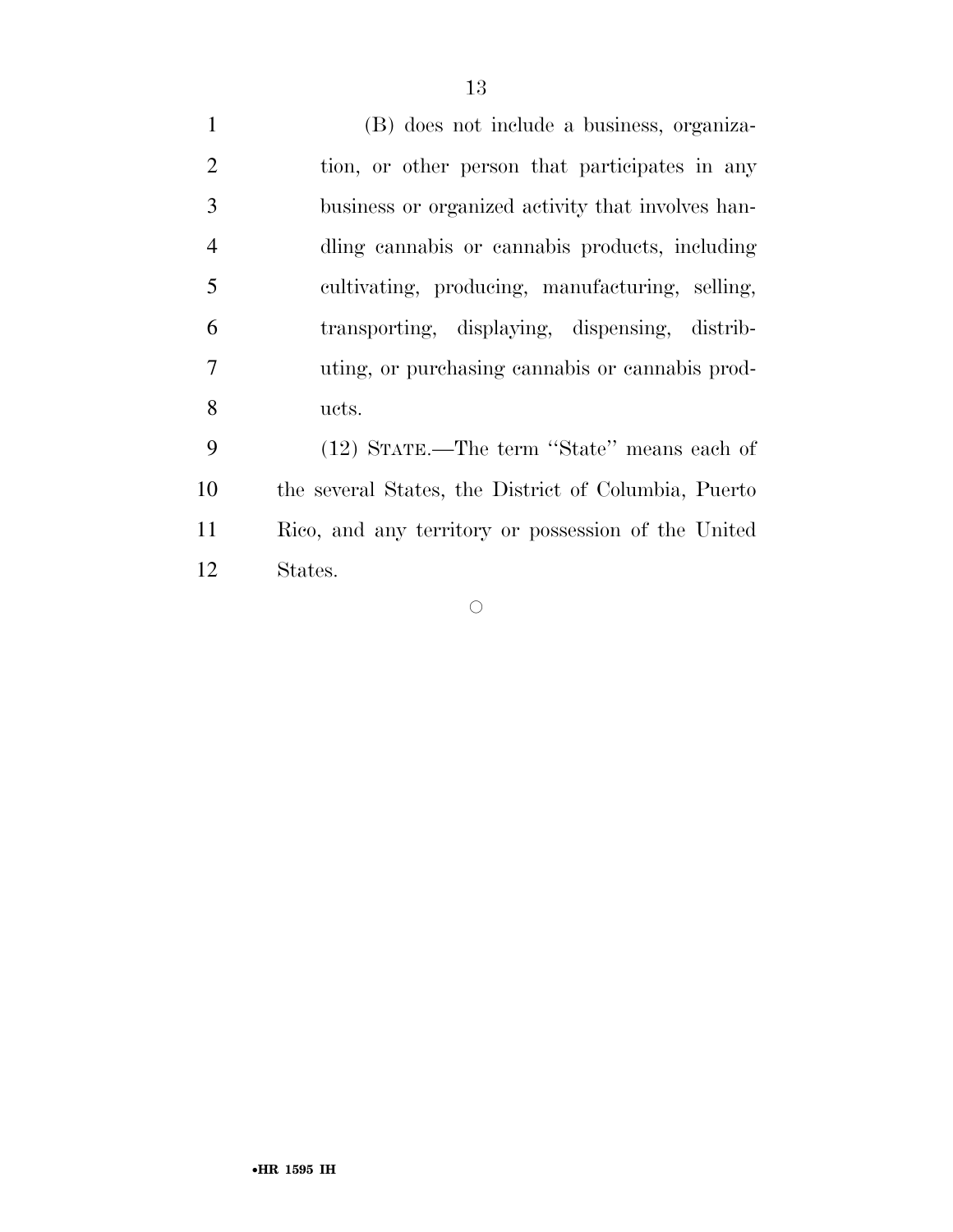(B) does not include a business, organization, or other person that participates in any business or organized activity that involves handling cannabis or cannabis products, including cultivating, producing, manufacturing, selling, transporting, displaying, dispensing, distributing, or purchasing cannabis or cannabis products.

(12) STATE.—The term "State" means each of the several States, the District of Columbia, Puerto Rico, and any territory or possession of the United States.

○